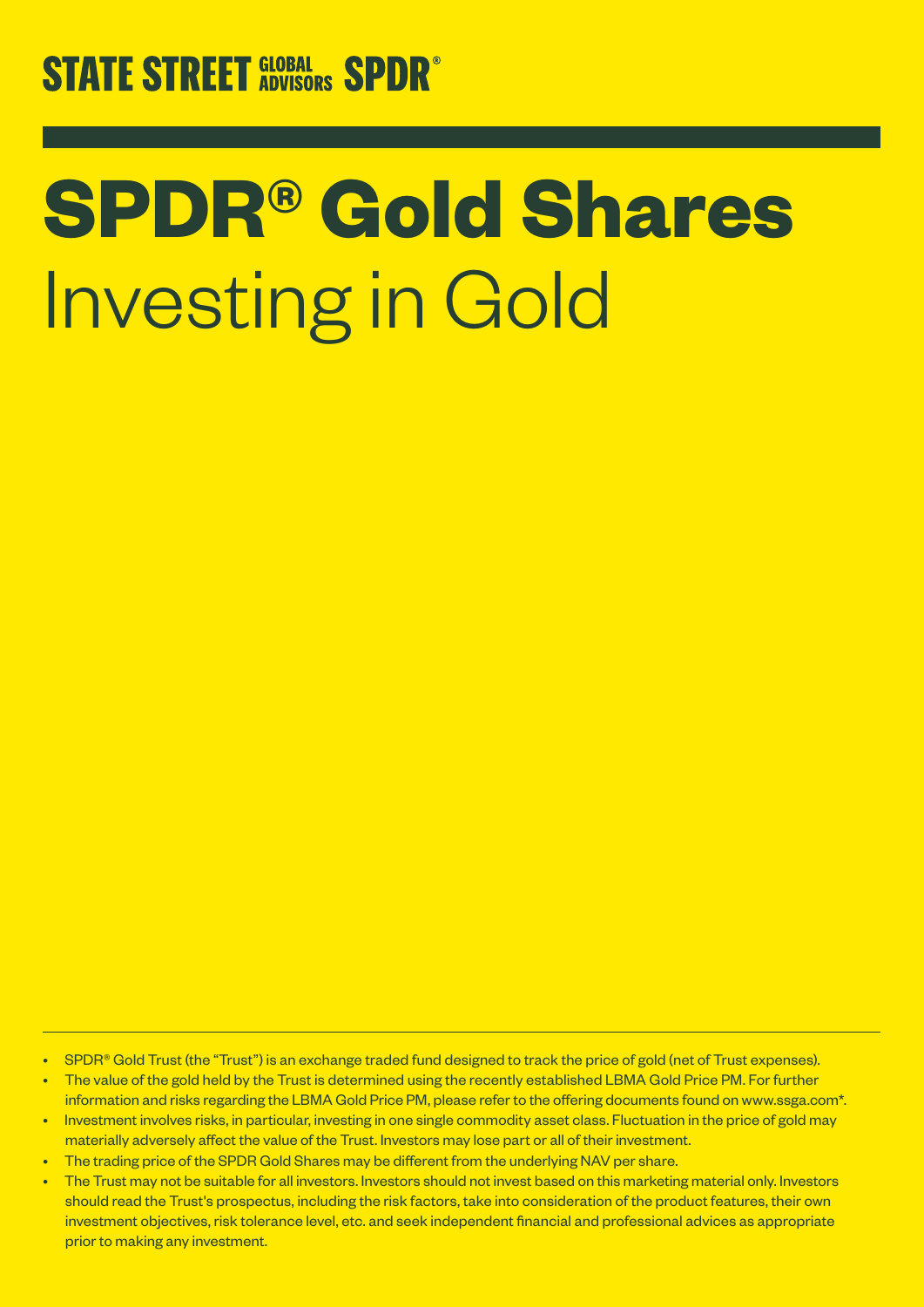STATE STREET GLOBAL ADVISORS SPDR®

# SPDR® Gold Shares

## Investing in Gold

- SPDR® Gold Trust (the "Trust") is an exchange traded fund designed to track the price of gold (net of Trust expenses).
- The value of the gold held by the Trust is determined using the recently established LBMA Gold Price PM. For further information and risks regarding the LBMA Gold Price PM, please refer to the offering documents found on www.ssga.com*.
- Investment involves risks, in particular, investing in one single commodity asset class. Fluctuation in the price of gold may materially adversely affect the value of the Trust. Investors may lose part or all of their investment.
- The trading price of the SPDR Gold Shares may be different from the underlying NAV per share.
- The Trust may not be suitable for all investors. Investors should not invest based on this marketing material only. Investors should read the Trust's prospectus, including the risk factors, take into consideration of the product features, their own investment objectives, risk tolerance level, etc. and seek independent financial and professional advices as appropriate prior to making any investment.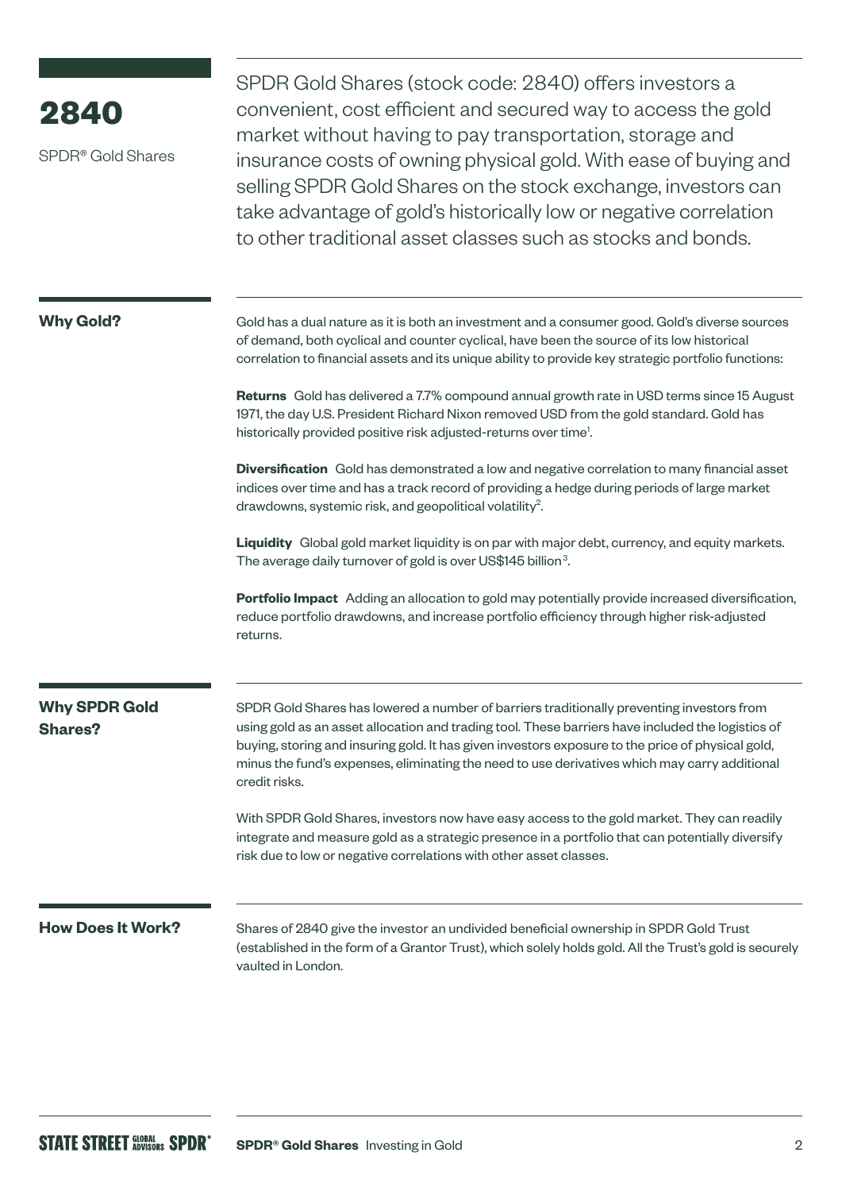# 2840

SPDR® Gold Shares

SPDR Gold Shares (stock code: 2840) offers investors a convenient, cost efficient and secured way to access the gold market without having to pay transportation, storage and insurance costs of owning physical gold. With ease of buying and selling SPDR Gold Shares on the stock exchange, investors can take advantage of gold's historically low or negative correlation to other traditional asset classes such as stocks and bonds.

## Why Gold?

Gold has a dual nature as it is both an investment and a consumer good. Gold's diverse sources of demand, both cyclical and counter cyclical, have been the source of its low historical correlation to financial assets and its unique ability to provide key strategic portfolio functions:

**Returns** Gold has delivered a 7.7% compound annual growth rate in USD terms since 15 August 1971, the day U.S. President Richard Nixon removed USD from the gold standard. Gold has historically provided positive risk adjusted-returns over time[1].

**Diversification** Gold has demonstrated a low and negative correlation to many financial asset indices over time and has a track record of providing a hedge during periods of large market drawdowns, systemic risk, and geopolitical volatility[2].

**Liquidity** Global gold market liquidity is on par with major debt, currency, and equity markets. The average daily turnover of gold is over US$145 billion[3].

**Portfolio Impact** Adding an allocation to gold may potentially provide increased diversification, reduce portfolio drawdowns, and increase portfolio efficiency through higher risk-adjusted returns.

## Why SPDR Gold Shares?

SPDR Gold Shares has lowered a number of barriers traditionally preventing investors from using gold as an asset allocation and trading tool. These barriers have included the logistics of buying, storing and insuring gold. It has given investors exposure to the price of physical gold, minus the fund's expenses, eliminating the need to use derivatives which may carry additional credit risks.

With SPDR Gold Shares, investors now have easy access to the gold market. They can readily integrate and measure gold as a strategic presence in a portfolio that can potentially diversify risk due to low or negative correlations with other asset classes.

## How Does It Work?

Shares of 2840 give the investor an undivided beneficial ownership in SPDR Gold Trust (established in the form of a Grantor Trust), which solely holds gold. All the Trust's gold is securely vaulted in London.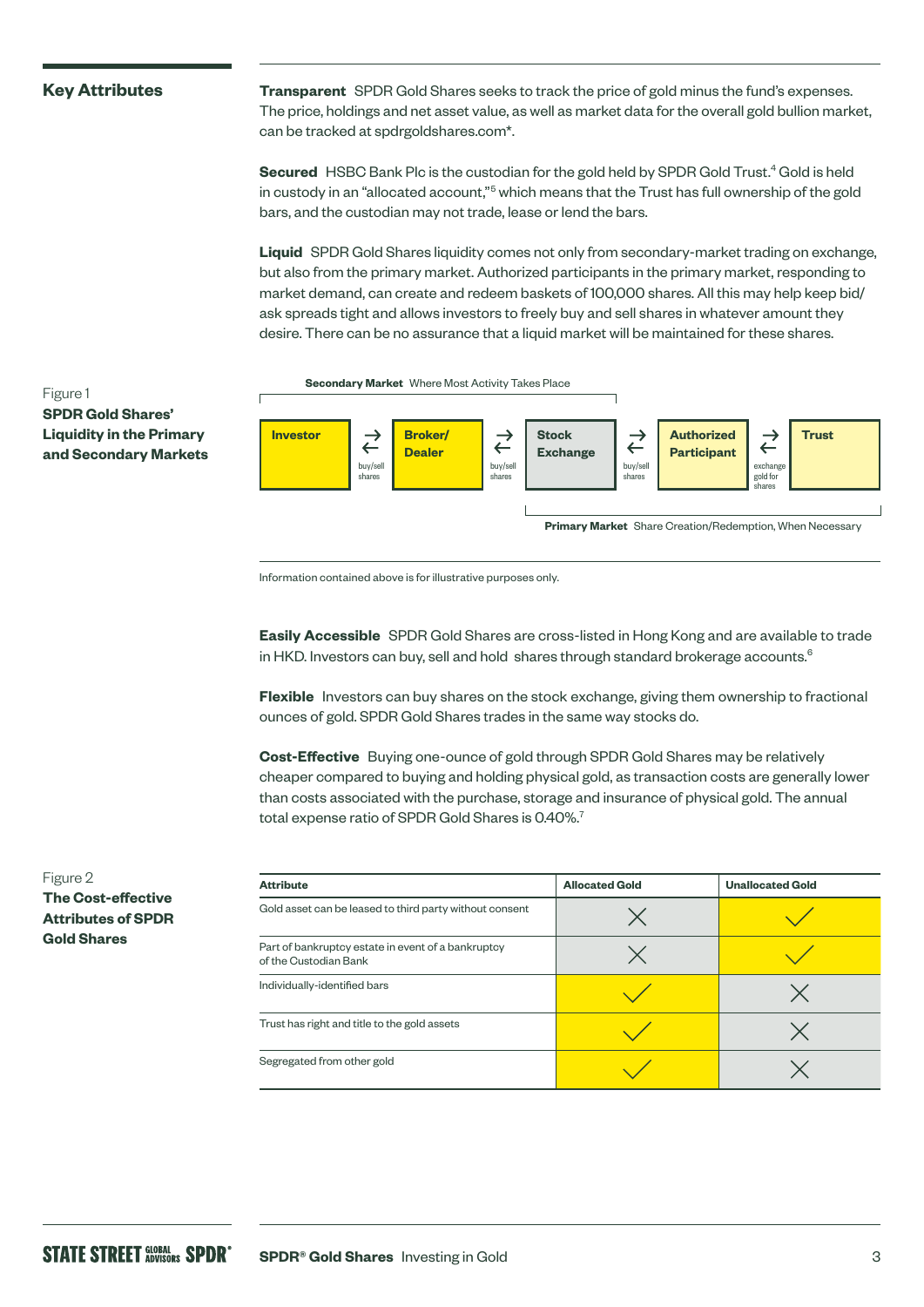## Key Attributes

**Transparent** SPDR Gold Shares seeks to track the price of gold minus the fund's expenses. The price, holdings and net asset value, as well as market data for the overall gold bullion market, can be tracked at spdrgoldshares.com*.

**Secured** HSBC Bank Plc is the custodian for the gold held by SPDR Gold Trust.[4] Gold is held in custody in an "allocated account,"[5] which means that the Trust has full ownership of the gold bars, and the custodian may not trade, lease or lend the bars.

**Liquid** SPDR Gold Shares liquidity comes not only from secondary-market trading on exchange, but also from the primary market. Authorized participants in the primary market, responding to market demand, can create and redeem baskets of 100,000 shares. All this may help keep bid/ask spreads tight and allows investors to freely buy and sell shares in whatever amount they desire. There can be no assurance that a liquid market will be maintained for these shares.

Figure 1
**SPDR Gold Shares' Liquidity in the Primary and Secondary Markets**

**Secondary Market** Where Most Activity Takes Place

Investor ⇄ (buy/sell shares) Broker/Dealer ⇄ (buy/sell shares) Stock Exchange ⇄ (buy/sell shares) Authorized Participant ⇄ (exchange gold for shares) Trust

**Primary Market** Share Creation/Redemption, When Necessary

Information contained above is for illustrative purposes only.

**Easily Accessible** SPDR Gold Shares are cross-listed in Hong Kong and are available to trade in HKD. Investors can buy, sell and hold shares through standard brokerage accounts.[6]

**Flexible** Investors can buy shares on the stock exchange, giving them ownership to fractional ounces of gold. SPDR Gold Shares trades in the same way stocks do.

**Cost-Effective** Buying one-ounce of gold through SPDR Gold Shares may be relatively cheaper compared to buying and holding physical gold, as transaction costs are generally lower than costs associated with the purchase, storage and insurance of physical gold. The annual total expense ratio of SPDR Gold Shares is 0.40%.[7]

Figure 2
**The Cost-effective Attributes of SPDR Gold Shares**

| Attribute | Allocated Gold | Unallocated Gold |
|---|---|---|
| Gold asset can be leased to third party without consent | ✗ | ✓ |
| Part of bankruptcy estate in event of a bankruptcy of the Custodian Bank | ✗ | ✓ |
| Individually-identified bars | ✓ | ✗ |
| Trust has right and title to the gold assets | ✓ | ✗ |
| Segregated from other gold | ✓ | ✗ |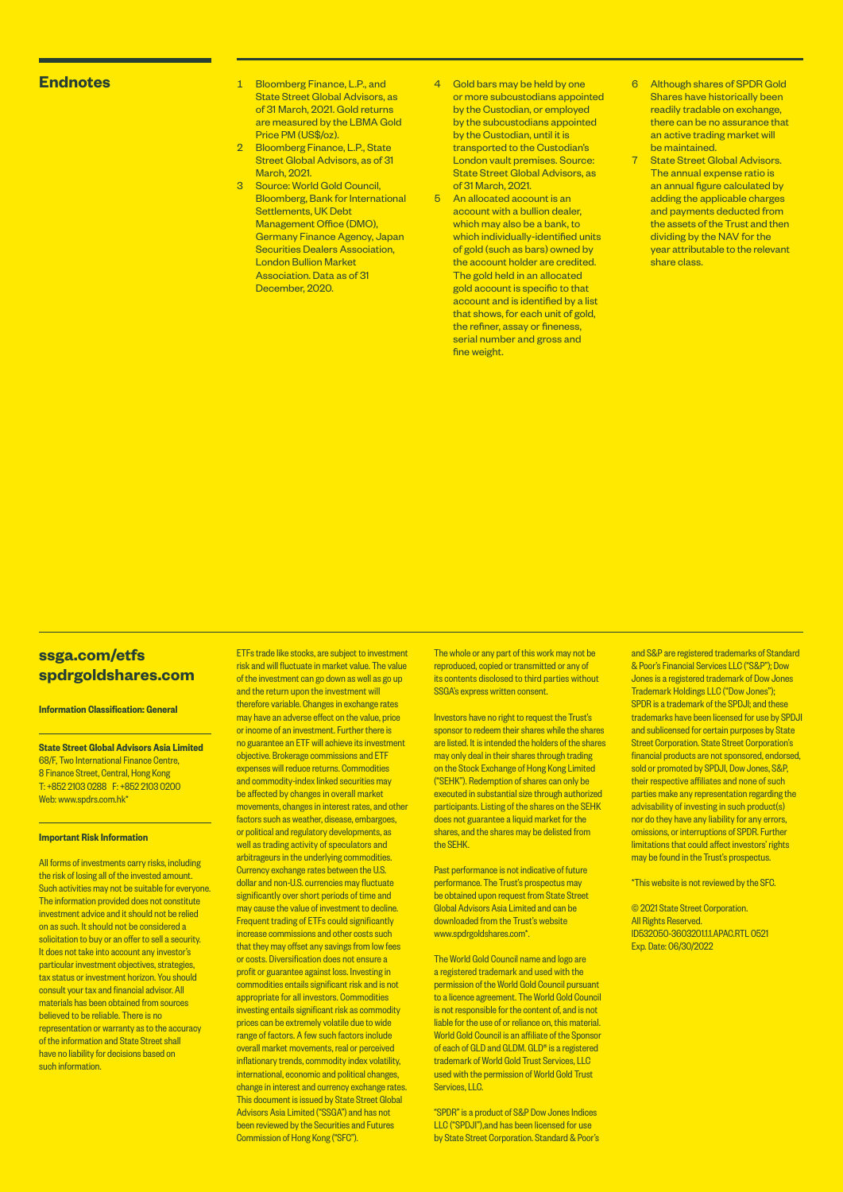## Endnotes

1. Bloomberg Finance, L.P., and State Street Global Advisors, as of 31 March, 2021. Gold returns are measured by the LBMA Gold Price PM (US$/oz).
2. Bloomberg Finance, L.P., State Street Global Advisors, as of 31 March, 2021.
3. Source: World Gold Council, Bloomberg, Bank for International Settlements, UK Debt Management Office (DMO), Germany Finance Agency, Japan Securities Dealers Association, London Bullion Market Association. Data as of 31 December, 2020.
4. Gold bars may be held by one or more subcustodians appointed by the Custodian, or employed by the subcustodians appointed by the Custodian, until it is transported to the Custodian's London vault premises. Source: State Street Global Advisors, as of 31 March, 2021.
5. An allocated account is an account with a bullion dealer, which may also be a bank, to which individually-identified units of gold (such as bars) owned by the account holder are credited. The gold held in an allocated gold account is specific to that account and is identified by a list that shows, for each unit of gold, the refiner, assay or fineness, serial number and gross and fine weight.
6. Although shares of SPDR Gold Shares have historically been readily tradable on exchange, there can be no assurance that an active trading market will be maintained.
7. State Street Global Advisors. The annual expense ratio is an annual figure calculated by adding the applicable charges and payments deducted from the assets of the Trust and then dividing by the NAV for the year attributable to the relevant share class.

## ssga.com/etfs
## spdrgoldshares.com

**Information Classification: General**

**State Street Global Advisors Asia Limited**
68/F, Two International Finance Centre,
8 Finance Street, Central, Hong Kong
T: +852 2103 0288 F: +852 2103 0200
Web: www.spdrs.com.hk*

**Important Risk Information**

All forms of investments carry risks, including the risk of losing all of the invested amount. Such activities may not be suitable for everyone. The information provided does not constitute investment advice and it should not be relied on as such. It should not be considered a solicitation to buy or an offer to sell a security. It does not take into account any investor's particular investment objectives, strategies, tax status or investment horizon. You should consult your tax and financial advisor. All materials has been obtained from sources believed to be reliable. There is no representation or warranty as to the accuracy of the information and State Street shall have no liability for decisions based on such information.

ETFs trade like stocks, are subject to investment risk and will fluctuate in market value. The value of the investment can go down as well as go up and the return upon the investment will therefore variable. Changes in exchange rates may have an adverse effect on the value, price or income of an investment. Further there is no guarantee an ETF will achieve its investment objective. Brokerage commissions and ETF expenses will reduce returns. Commodities and commodity-index linked securities may be affected by changes in overall market movements, changes in interest rates, and other factors such as weather, disease, embargoes, or political and regulatory developments, as well as trading activity of speculators and arbitrageurs in the underlying commodities. Currency exchange rates between the U.S. dollar and non-U.S. currencies may fluctuate significantly over short periods of time and may cause the value of investment to decline. Frequent trading of ETFs could significantly increase commissions and other costs such that they may offset any savings from low fees or costs. Diversification does not ensure a profit or guarantee against loss. Investing in commodities entails significant risk and is not appropriate for all investors. Commodities investing entails significant risk as commodity prices can be extremely volatile due to wide range of factors. A few such factors include overall market movements, real or perceived inflationary trends, commodity index volatility, international, economic and political changes, change in interest and currency exchange rates. This document is issued by State Street Global Advisors Asia Limited ("SSGA") and has not been reviewed by the Securities and Futures Commission of Hong Kong ("SFC").

The whole or any part of this work may not be reproduced, copied or transmitted or any of its contents disclosed to third parties without SSGA's express written consent.

Investors have no right to request the Trust's sponsor to redeem their shares while the shares are listed. It is intended the holders of the shares may only deal in their shares through trading on the Stock Exchange of Hong Kong Limited ("SEHK"). Redemption of shares can only be executed in substantial size through authorized participants. Listing of the shares on the SEHK does not guarantee a liquid market for the shares, and the shares may be delisted from the SEHK.

Past performance is not indicative of future performance. The Trust's prospectus may be obtained upon request from State Street Global Advisors Asia Limited and can be downloaded from the Trust's website www.spdrgoldshares.com*.

The World Gold Council name and logo are a registered trademark and used with the permission of the World Gold Council pursuant to a licence agreement. The World Gold Council is not responsible for the content of, and is not liable for the use of or reliance on, this material. World Gold Council is an affiliate of the Sponsor of each of GLD and GLDM. GLD® is a registered trademark of World Gold Trust Services, LLC used with the permission of World Gold Trust Services, LLC.

"SPDR" is a product of S&P Dow Jones Indices LLC ("SPDJI"),and has been licensed for use by State Street Corporation. Standard & Poor's and S&P are registered trademarks of Standard & Poor's Financial Services LLC ("S&P"); Dow Jones is a registered trademark of Dow Jones Trademark Holdings LLC ("Dow Jones"); SPDR is a trademark of the SPDJI; and these trademarks have been licensed for use by SPDJI and sublicensed for certain purposes by State Street Corporation. State Street Corporation's financial products are not sponsored, endorsed, sold or promoted by SPDJI, Dow Jones, S&P, their respective affiliates and none of such parties make any representation regarding the advisability of investing in such product(s) nor do they have any liability for any errors, omissions, or interruptions of SPDR. Further limitations that could affect investors' rights may be found in the Trust's prospectus.

*This website is not reviewed by the SFC.

© 2021 State Street Corporation.
All Rights Reserved.
ID532050-3603201.1.1.APAC.RTL 0521
Exp. Date: 06/30/2022